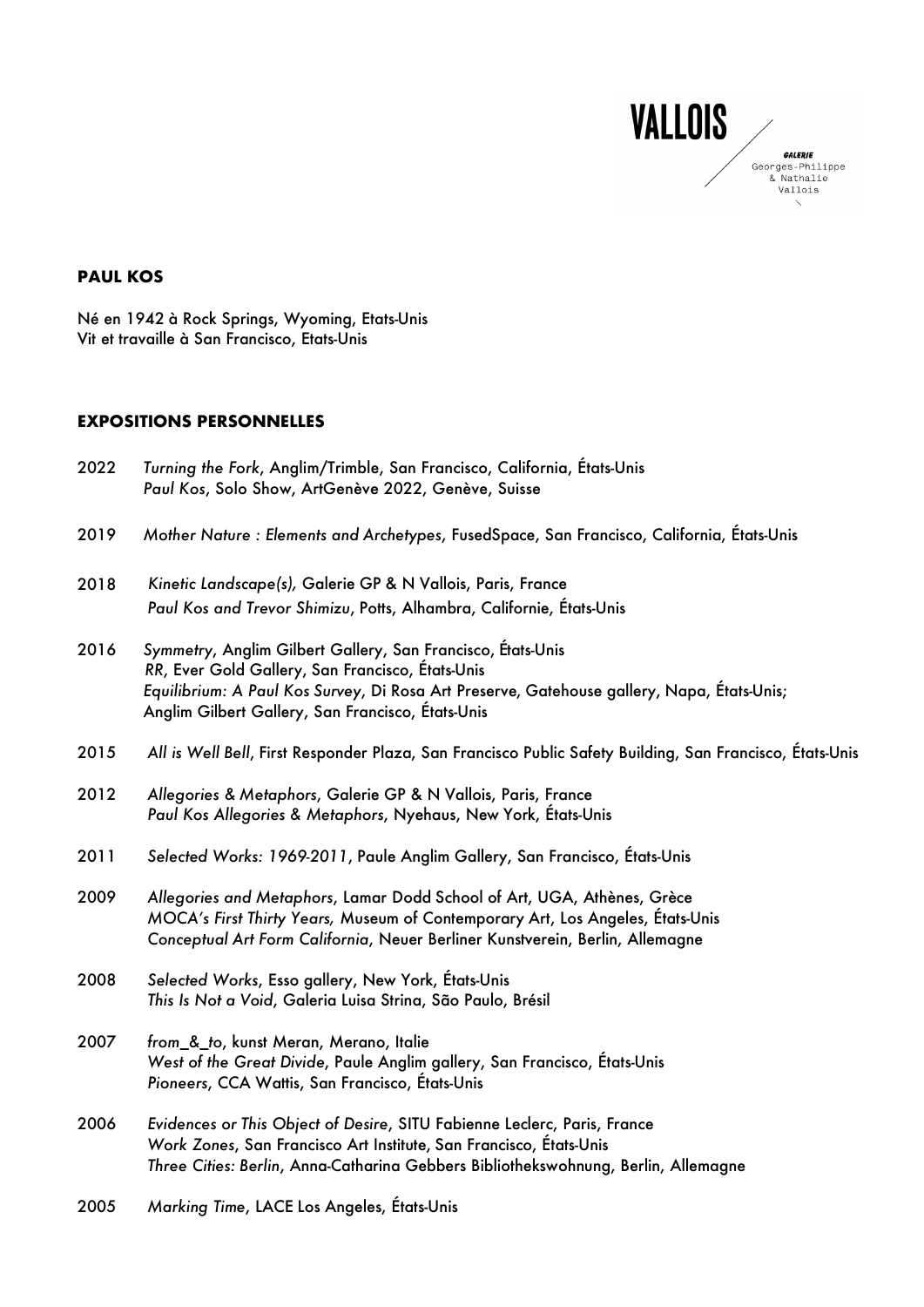VALLOIS

GALERIE
Georges-Philippe
& Nathalie
Vallois

**PAUL KOS**

Né en 1942 à Rock Springs, Wyoming, Etats-Unis
Vit et travaille à San Francisco, Etats-Unis

**EXPOSITIONS PERSONNELLES**

2022 *Turning the Fork*, Anglim/Trimble, San Francisco, California, États-Unis
*Paul Kos*, Solo Show, ArtGenève 2022, Genève, Suisse

2019 *Mother Nature : Elements and Archetypes*, FusedSpace, San Francisco, California, États-Unis

2018 *Kinetic Landscape(s),* Galerie GP & N Vallois, Paris, France
*Paul Kos and Trevor Shimizu*, Potts, Alhambra, Californie, États-Unis

2016 *Symmetry*, Anglim Gilbert Gallery, San Francisco, États-Unis
*RR*, Ever Gold Gallery, San Francisco, États-Unis
*Equilibrium: A Paul Kos Survey*, Di Rosa Art Preserve, Gatehouse gallery, Napa, États-Unis;
Anglim Gilbert Gallery, San Francisco, États-Unis

2015 *All is Well Bell*, First Responder Plaza, San Francisco Public Safety Building, San Francisco, États-Unis

2012 *Allegories & Metaphors*, Galerie GP & N Vallois, Paris, France
*Paul Kos Allegories & Metaphors*, Nyehaus, New York, États-Unis

2011 *Selected Works: 1969-2011*, Paule Anglim Gallery, San Francisco, États-Unis

2009 *Allegories and Metaphors*, Lamar Dodd School of Art, UGA, Athènes, Grèce
*MOCA's First Thirty Years,* Museum of Contemporary Art, Los Angeles, États-Unis
*Conceptual Art Form California*, Neuer Berliner Kunstverein, Berlin, Allemagne

2008 *Selected Works*, Esso gallery, New York, États-Unis
*This Is Not a Void*, Galeria Luisa Strina, São Paulo, Brésil

2007 *from_&_to*, kunst Meran, Merano, Italie
*West of the Great Divide*, Paule Anglim gallery, San Francisco, États-Unis
*Pioneers*, CCA Wattis, San Francisco, États-Unis

2006 *Evidences or This Object of Desire*, SITU Fabienne Leclerc, Paris, France
*Work Zones*, San Francisco Art Institute, San Francisco, États-Unis
*Three Cities: Berlin*, Anna-Catharina Gebbers Bibliothekswohnung, Berlin, Allemagne

2005 *Marking Time*, LACE Los Angeles, États-Unis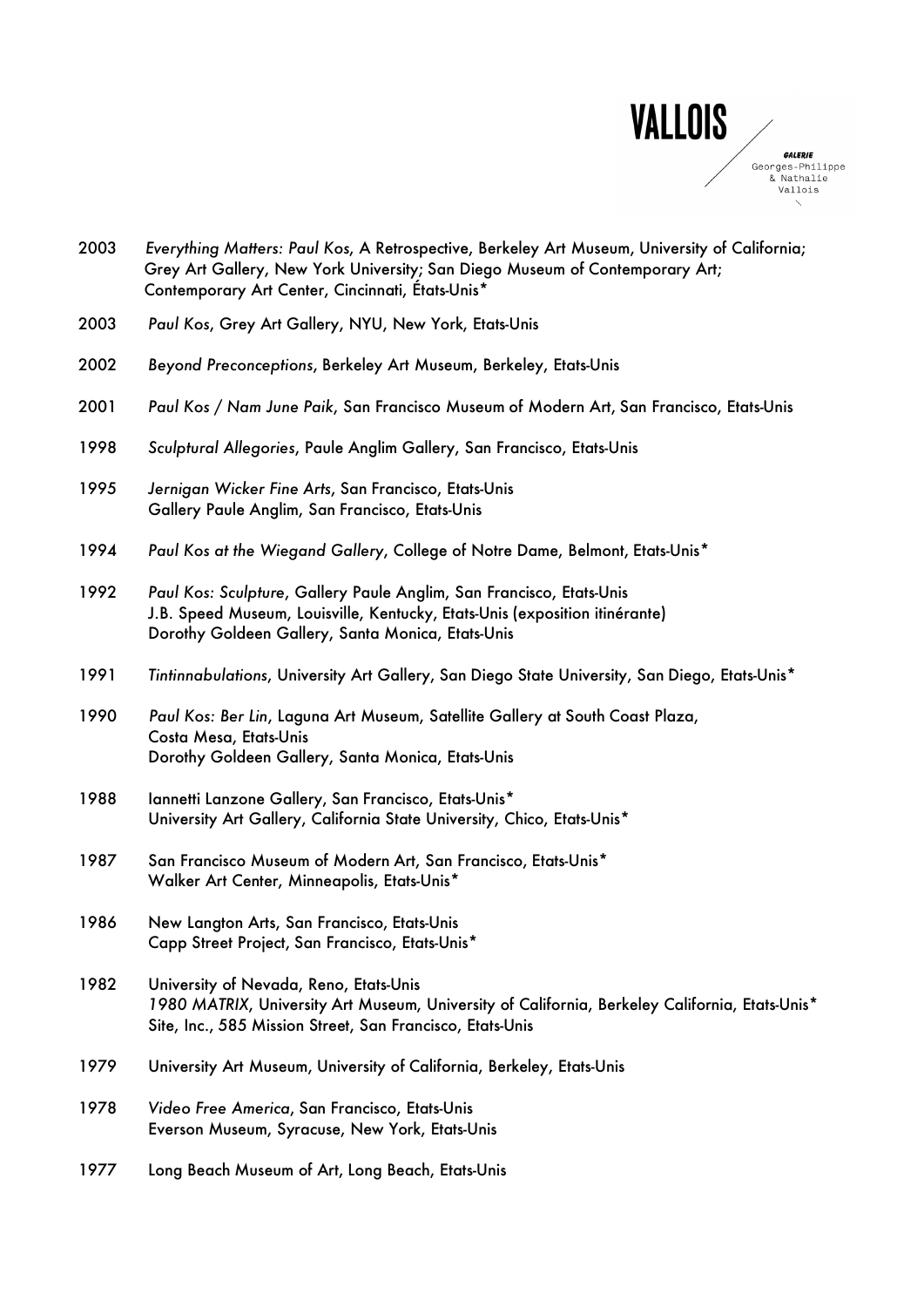2003 *Everything Matters: Paul Kos*, A Retrospective, Berkeley Art Museum, University of California; Grey Art Gallery, New York University; San Diego Museum of Contemporary Art; Contemporary Art Center, Cincinnati, États-Unis*

2003 *Paul Kos*, Grey Art Gallery, NYU, New York, Etats-Unis

2002 *Beyond Preconceptions*, Berkeley Art Museum, Berkeley, Etats-Unis

2001 *Paul Kos / Nam June Paik*, San Francisco Museum of Modern Art, San Francisco, Etats-Unis

1998 *Sculptural Allegories*, Paule Anglim Gallery, San Francisco, Etats-Unis

1995 *Jernigan Wicker Fine Arts*, San Francisco, Etats-Unis
Gallery Paule Anglim, San Francisco, Etats-Unis

1994 *Paul Kos at the Wiegand Gallery*, College of Notre Dame, Belmont, Etats-Unis*

1992 *Paul Kos: Sculpture*, Gallery Paule Anglim, San Francisco, Etats-Unis
J.B. Speed Museum, Louisville, Kentucky, Etats-Unis (exposition itinérante)
Dorothy Goldeen Gallery, Santa Monica, Etats-Unis

1991 *Tintinnabulations*, University Art Gallery, San Diego State University, San Diego, Etats-Unis*

1990 *Paul Kos: Ber Lin*, Laguna Art Museum, Satellite Gallery at South Coast Plaza, Costa Mesa, Etats-Unis
Dorothy Goldeen Gallery, Santa Monica, Etats-Unis

1988 Iannetti Lanzone Gallery, San Francisco, Etats-Unis*
University Art Gallery, California State University, Chico, Etats-Unis*

1987 San Francisco Museum of Modern Art, San Francisco, Etats-Unis*
Walker Art Center, Minneapolis, Etats-Unis*

1986 New Langton Arts, San Francisco, Etats-Unis
Capp Street Project, San Francisco, Etats-Unis*

1982 University of Nevada, Reno, Etats-Unis
*1980 MATRIX*, University Art Museum, University of California, Berkeley California, Etats-Unis*
Site, Inc., 585 Mission Street, San Francisco, Etats-Unis

1979 University Art Museum, University of California, Berkeley, Etats-Unis

1978 *Video Free America*, San Francisco, Etats-Unis
Everson Museum, Syracuse, New York, Etats-Unis

1977 Long Beach Museum of Art, Long Beach, Etats-Unis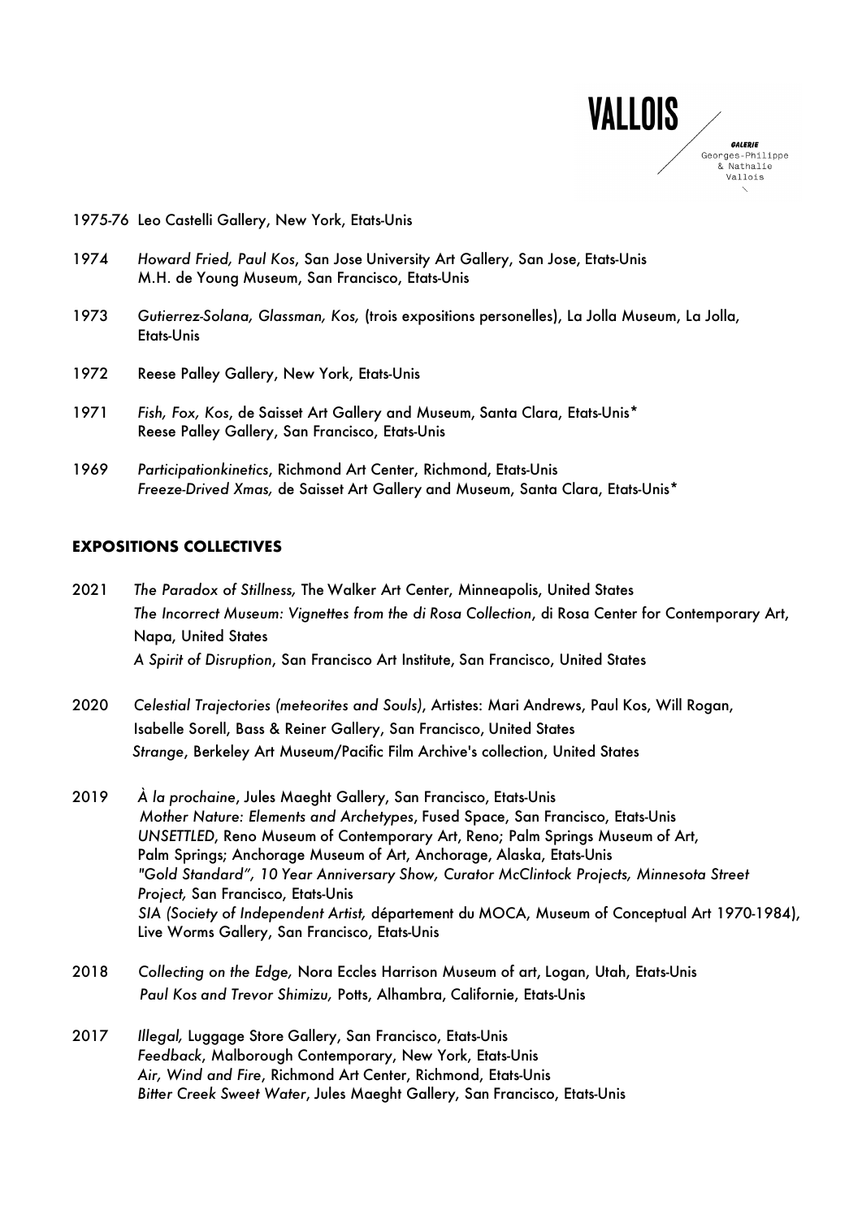1975-76 Leo Castelli Gallery, New York, Etats-Unis

1974 *Howard Fried, Paul Kos*, San Jose University Art Gallery, San Jose, Etats-Unis
M.H. de Young Museum, San Francisco, Etats-Unis

1973 *Gutierrez-Solana, Glassman, Kos,* (trois expositions personelles), La Jolla Museum, La Jolla, Etats-Unis

1972 Reese Palley Gallery, New York, Etats-Unis

1971 *Fish, Fox, Kos*, de Saisset Art Gallery and Museum, Santa Clara, Etats-Unis*
Reese Palley Gallery, San Francisco, Etats-Unis

1969 *Participationkinetics*, Richmond Art Center, Richmond, Etats-Unis
*Freeze-Drived Xmas,* de Saisset Art Gallery and Museum, Santa Clara, Etats-Unis*

## EXPOSITIONS COLLECTIVES

2021 *The Paradox of Stillness,* The Walker Art Center, Minneapolis, United States
*The Incorrect Museum: Vignettes from the di Rosa Collection*, di Rosa Center for Contemporary Art, Napa, United States
*A Spirit of Disruption*, San Francisco Art Institute, San Francisco, United States

2020 *Celestial Trajectories (meteorites and Souls)*, Artistes: Mari Andrews, Paul Kos, Will Rogan, Isabelle Sorell, Bass & Reiner Gallery, San Francisco, United States
*Strange*, Berkeley Art Museum/Pacific Film Archive's collection, United States

2019 *À la prochaine*, Jules Maeght Gallery, San Francisco, Etats-Unis
*Mother Nature: Elements and Archetypes*, Fused Space, San Francisco, Etats-Unis
*UNSETTLED*, Reno Museum of Contemporary Art, Reno; Palm Springs Museum of Art, Palm Springs; Anchorage Museum of Art, Anchorage, Alaska, Etats-Unis
*"Gold Standard", 10 Year Anniversary Show, Curator McClintock Projects, Minnesota Street Project,* San Francisco, Etats-Unis
*SIA (Society of Independent Artist,* département du MOCA, Museum of Conceptual Art 1970-1984), Live Worms Gallery, San Francisco, Etats-Unis

2018 *Collecting on the Edge,* Nora Eccles Harrison Museum of art, Logan, Utah, Etats-Unis
*Paul Kos and Trevor Shimizu,* Potts, Alhambra, Californie, Etats-Unis

2017 *Illegal,* Luggage Store Gallery, San Francisco, Etats-Unis
*Feedback*, Malborough Contemporary, New York, Etats-Unis
*Air, Wind and Fire*, Richmond Art Center, Richmond, Etats-Unis
*Bitter Creek Sweet Water*, Jules Maeght Gallery, San Francisco, Etats-Unis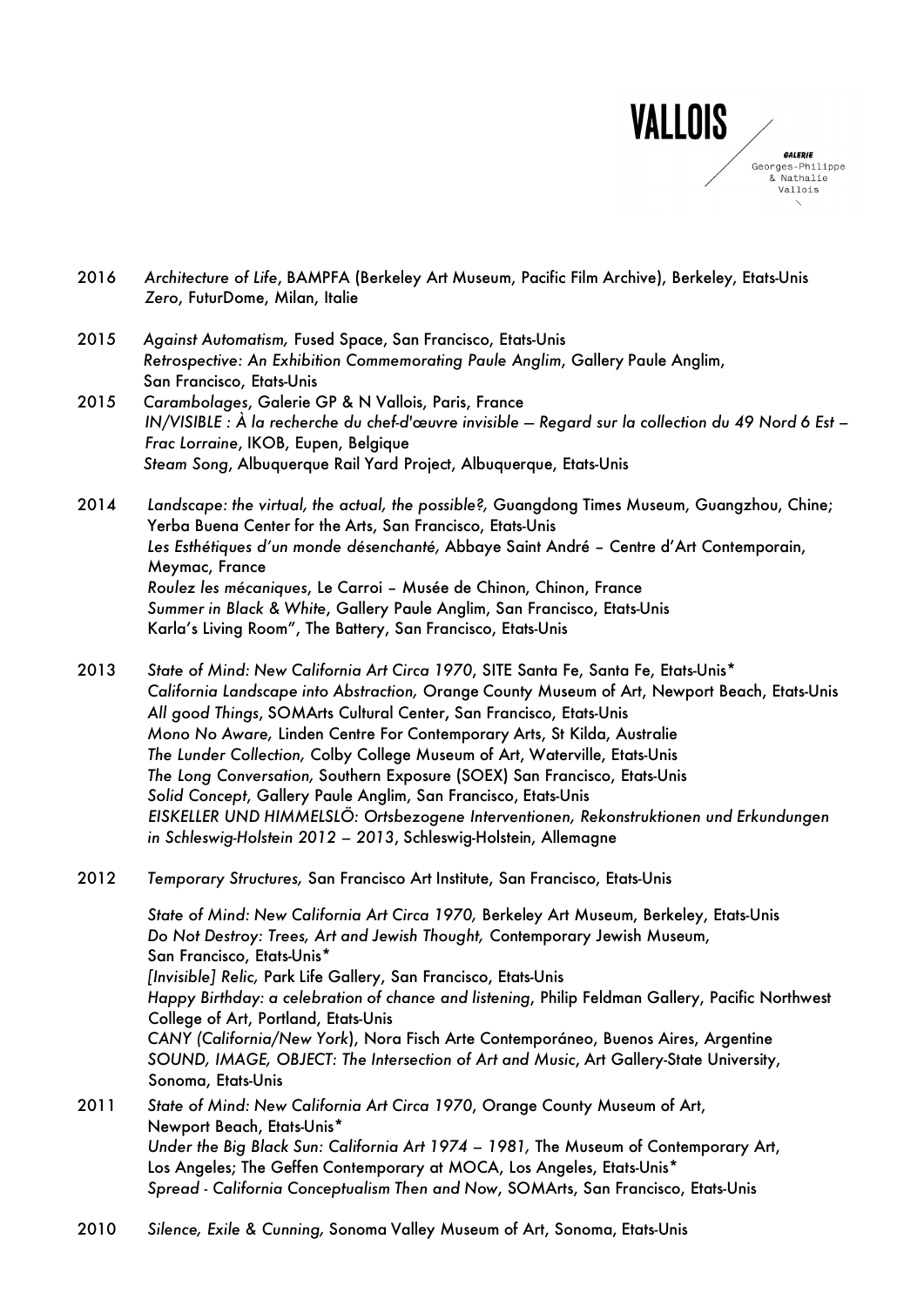2016 *Architecture of Life*, BAMPFA (Berkeley Art Museum, Pacific Film Archive), Berkeley, Etats-Unis
*Zero*, FuturDome, Milan, Italie

2015 *Against Automatism,* Fused Space, San Francisco, Etats-Unis
*Retrospective: An Exhibition Commemorating Paule Anglim*, Gallery Paule Anglim, San Francisco, Etats-Unis

2015 *Carambolages*, Galerie GP & N Vallois, Paris, France
*IN/VISIBLE : À la recherche du chef-d'œuvre invisible – Regard sur la collection du 49 Nord 6 Est – Frac Lorraine*, IKOB, Eupen, Belgique
*Steam Song*, Albuquerque Rail Yard Project, Albuquerque, Etats-Unis

2014 *Landscape: the virtual, the actual, the possible?,* Guangdong Times Museum, Guangzhou, Chine; Yerba Buena Center for the Arts, San Francisco, Etats-Unis
*Les Esthétiques d'un monde désenchanté,* Abbaye Saint André – Centre d'Art Contemporain, Meymac, France
*Roulez les mécaniques*, Le Carroi – Musée de Chinon, Chinon, France
*Summer in Black & White*, Gallery Paule Anglim, San Francisco, Etats-Unis
Karla's Living Room", The Battery, San Francisco, Etats-Unis

2013 *State of Mind: New California Art Circa 1970*, SITE Santa Fe, Santa Fe, Etats-Unis*
*California Landscape into Abstraction,* Orange County Museum of Art, Newport Beach, Etats-Unis
*All good Things*, SOMArts Cultural Center, San Francisco, Etats-Unis
*Mono No Aware,* Linden Centre For Contemporary Arts, St Kilda, Australie
*The Lunder Collection,* Colby College Museum of Art, Waterville, Etats-Unis
*The Long Conversation,* Southern Exposure (SOEX) San Francisco, Etats-Unis
*Solid Concept*, Gallery Paule Anglim, San Francisco, Etats-Unis
*EISKELLER UND HIMMELSLÖ: Ortsbezogene Interventionen, Rekonstruktionen und Erkundungen in Schleswig-Holstein 2012 – 2013*, Schleswig-Holstein, Allemagne

2012 *Temporary Structures,* San Francisco Art Institute, San Francisco, Etats-Unis

*State of Mind: New California Art Circa 1970,* Berkeley Art Museum, Berkeley, Etats-Unis
*Do Not Destroy: Trees, Art and Jewish Thought,* Contemporary Jewish Museum, San Francisco, Etats-Unis*
*[Invisible] Relic,* Park Life Gallery, San Francisco, Etats-Unis
*Happy Birthday: a celebration of chance and listening*, Philip Feldman Gallery, Pacific Northwest College of Art, Portland, Etats-Unis
*CANY (California/New York*), Nora Fisch Arte Contemporáneo, Buenos Aires, Argentine
*SOUND, IMAGE, OBJECT: The Intersection of Art and Music*, Art Gallery-State University, Sonoma, Etats-Unis

2011 *State of Mind: New California Art Circa 1970*, Orange County Museum of Art, Newport Beach, Etats-Unis*
*Under the Big Black Sun: California Art 1974 – 1981,* The Museum of Contemporary Art, Los Angeles; The Geffen Contemporary at MOCA, Los Angeles, Etats-Unis*
*Spread - California Conceptualism Then and Now*, SOMArts, San Francisco, Etats-Unis

2010 *Silence, Exile & Cunning,* Sonoma Valley Museum of Art, Sonoma, Etats-Unis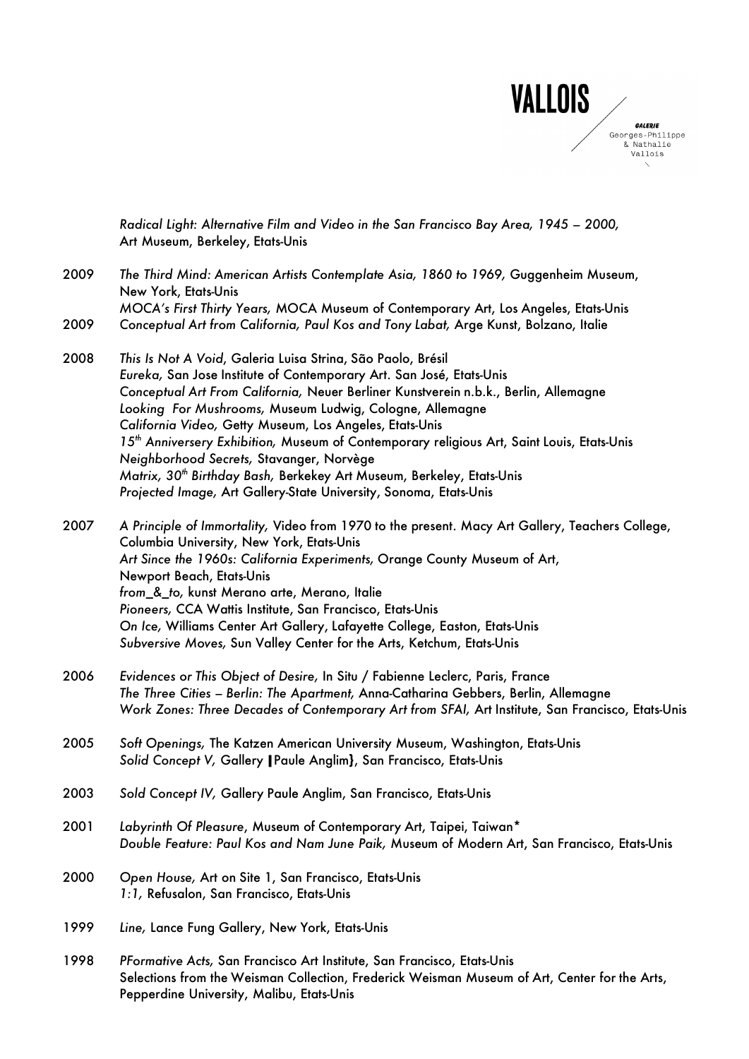*Radical Light: Alternative Film and Video in the San Francisco Bay Area, 1945 – 2000,* Art Museum, Berkeley, Etats-Unis

2009 *The Third Mind: American Artists Contemplate Asia, 1860 to 1969,* Guggenheim Museum, New York, Etats-Unis
*MOCA's First Thirty Years,* MOCA Museum of Contemporary Art, Los Angeles, Etats-Unis

2009 *Conceptual Art from California, Paul Kos and Tony Labat,* Arge Kunst, Bolzano, Italie

2008 *This Is Not A Void*, Galeria Luisa Strina, São Paolo, Brésil
*Eureka,* San Jose Institute of Contemporary Art. San José, Etats-Unis
*Conceptual Art From California,* Neuer Berliner Kunstverein n.b.k., Berlin, Allemagne
*Looking For Mushrooms,* Museum Ludwig, Cologne, Allemagne
*California Video,* Getty Museum, Los Angeles, Etats-Unis
*15th Anniversery Exhibition,* Museum of Contemporary religious Art, Saint Louis, Etats-Unis
*Neighborhood Secrets,* Stavanger, Norvège
*Matrix, 30th Birthday Bash,* Berkekey Art Museum, Berkeley, Etats-Unis
*Projected Image,* Art Gallery-State University, Sonoma, Etats-Unis

2007 *A Principle of Immortality,* Video from 1970 to the present. Macy Art Gallery, Teachers College, Columbia University, New York, Etats-Unis
*Art Since the 1960s: California Experiments,* Orange County Museum of Art, Newport Beach, Etats-Unis
*from_&_to,* kunst Merano arte, Merano, Italie
*Pioneers,* CCA Wattis Institute, San Francisco, Etats-Unis
*On Ice,* Williams Center Art Gallery, Lafayette College, Easton, Etats-Unis
*Subversive Moves,* Sun Valley Center for the Arts, Ketchum, Etats-Unis

2006 *Evidences or This Object of Desire,* In Situ / Fabienne Leclerc, Paris, France
*The Three Cities – Berlin: The Apartment,* Anna-Catharina Gebbers, Berlin, Allemagne
*Work Zones: Three Decades of Contemporary Art from SFAI,* Art Institute, San Francisco, Etats-Unis

2005 *Soft Openings,* The Katzen American University Museum, Washington, Etats-Unis
*Solid Concept V,* Gallery [Paule Anglim}, San Francisco, Etats-Unis

2003 *Sold Concept IV,* Gallery Paule Anglim, San Francisco, Etats-Unis

2001 *Labyrinth Of Pleasure*, Museum of Contemporary Art, Taipei, Taiwan*
*Double Feature: Paul Kos and Nam June Paik,* Museum of Modern Art, San Francisco, Etats-Unis

2000 *Open House,* Art on Site 1, San Francisco, Etats-Unis
*1:1,* Refusalon, San Francisco, Etats-Unis

1999 *Line,* Lance Fung Gallery, New York, Etats-Unis

1998 *PFormative Acts,* San Francisco Art Institute, San Francisco, Etats-Unis
Selections from the Weisman Collection, Frederick Weisman Museum of Art, Center for the Arts, Pepperdine University, Malibu, Etats-Unis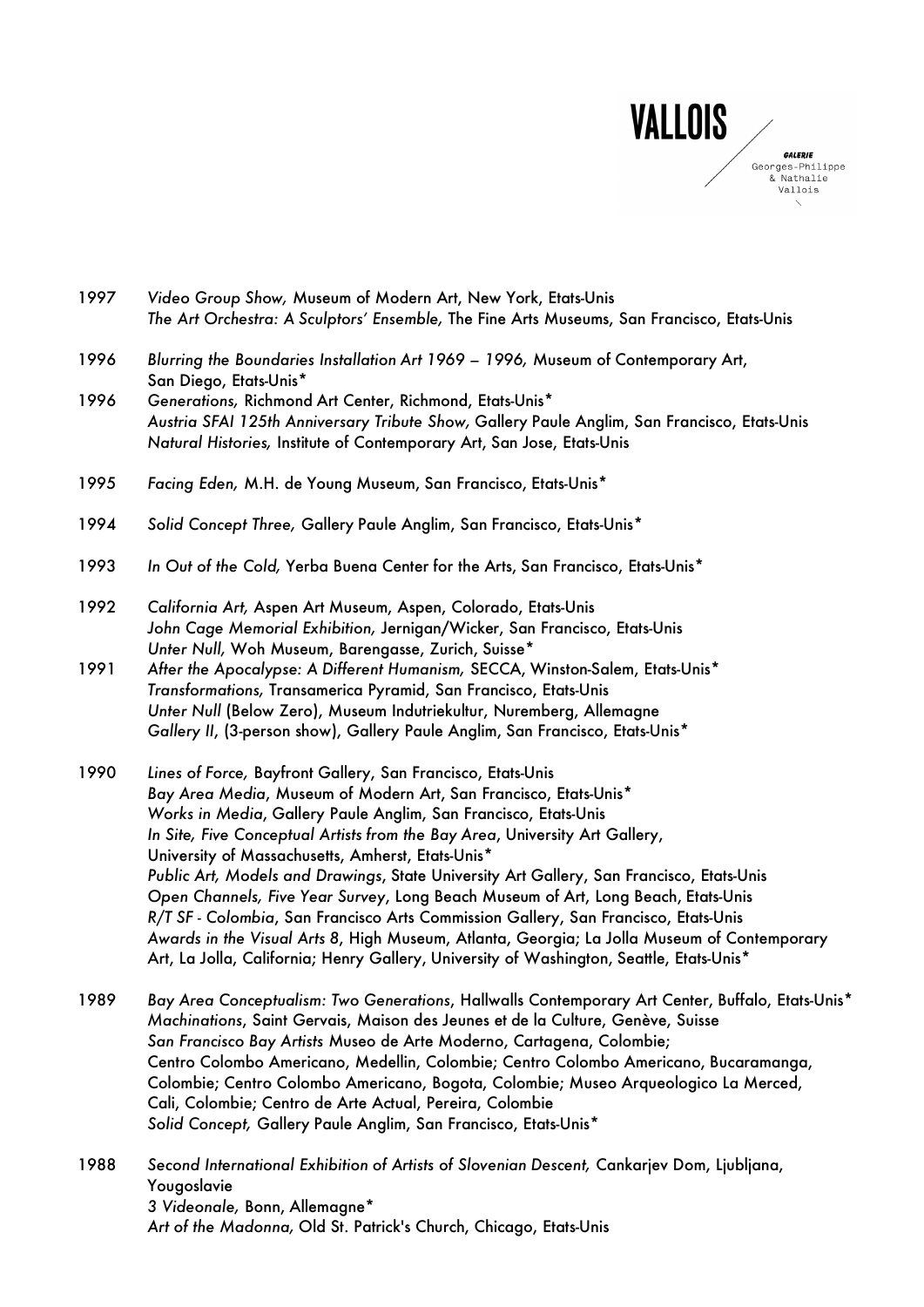1997 *Video Group Show,* Museum of Modern Art, New York, Etats-Unis
*The Art Orchestra: A Sculptors' Ensemble,* The Fine Arts Museums, San Francisco, Etats-Unis

1996 *Blurring the Boundaries Installation Art 1969 – 1996,* Museum of Contemporary Art, San Diego, Etats-Unis*

1996 *Generations,* Richmond Art Center, Richmond, Etats-Unis*
*Austria SFAI 125th Anniversary Tribute Show,* Gallery Paule Anglim, San Francisco, Etats-Unis
*Natural Histories,* Institute of Contemporary Art, San Jose, Etats-Unis

1995 *Facing Eden,* M.H. de Young Museum, San Francisco, Etats-Unis*

1994 *Solid Concept Three,* Gallery Paule Anglim, San Francisco, Etats-Unis*

1993 *In Out of the Cold,* Yerba Buena Center for the Arts, San Francisco, Etats-Unis*

1992 *California Art,* Aspen Art Museum, Aspen, Colorado, Etats-Unis
*John Cage Memorial Exhibition,* Jernigan/Wicker, San Francisco, Etats-Unis
*Unter Null,* Woh Museum, Barengasse, Zurich, Suisse*

1991 *After the Apocalypse: A Different Humanism,* SECCA, Winston-Salem, Etats-Unis*
*Transformations,* Transamerica Pyramid, San Francisco, Etats-Unis
*Unter Null* (Below Zero), Museum Indutriekultur, Nuremberg, Allemagne
*Gallery II*, (3-person show), Gallery Paule Anglim, San Francisco, Etats-Unis*

1990 *Lines of Force,* Bayfront Gallery, San Francisco, Etats-Unis
*Bay Area Media*, Museum of Modern Art, San Francisco, Etats-Unis*
*Works in Media*, Gallery Paule Anglim, San Francisco, Etats-Unis
*In Site, Five Conceptual Artists from the Bay Area*, University Art Gallery, University of Massachusetts, Amherst, Etats-Unis*
*Public Art, Models and Drawings*, State University Art Gallery, San Francisco, Etats-Unis
*Open Channels, Five Year Survey*, Long Beach Museum of Art, Long Beach, Etats-Unis
*R/T SF - Colombia*, San Francisco Arts Commission Gallery, San Francisco, Etats-Unis
*Awards in the Visual Arts 8*, High Museum, Atlanta, Georgia; La Jolla Museum of Contemporary Art, La Jolla, California; Henry Gallery, University of Washington, Seattle, Etats-Unis*

1989 *Bay Area Conceptualism: Two Generations*, Hallwalls Contemporary Art Center, Buffalo, Etats-Unis*
*Machinations*, Saint Gervais, Maison des Jeunes et de la Culture, Genève, Suisse
*San Francisco Bay Artists* Museo de Arte Moderno, Cartagena, Colombie; Centro Colombo Americano, Medellin, Colombie; Centro Colombo Americano, Bucaramanga, Colombie; Centro Colombo Americano, Bogota, Colombie; Museo Arqueologico La Merced, Cali, Colombie; Centro de Arte Actual, Pereira, Colombie
*Solid Concept,* Gallery Paule Anglim, San Francisco, Etats-Unis*

1988 *Second International Exhibition of Artists of Slovenian Descent,* Cankarjev Dom, Ljubljana, Yougoslavie
*3 Videonale,* Bonn, Allemagne*
*Art of the Madonna,* Old St. Patrick's Church, Chicago, Etats-Unis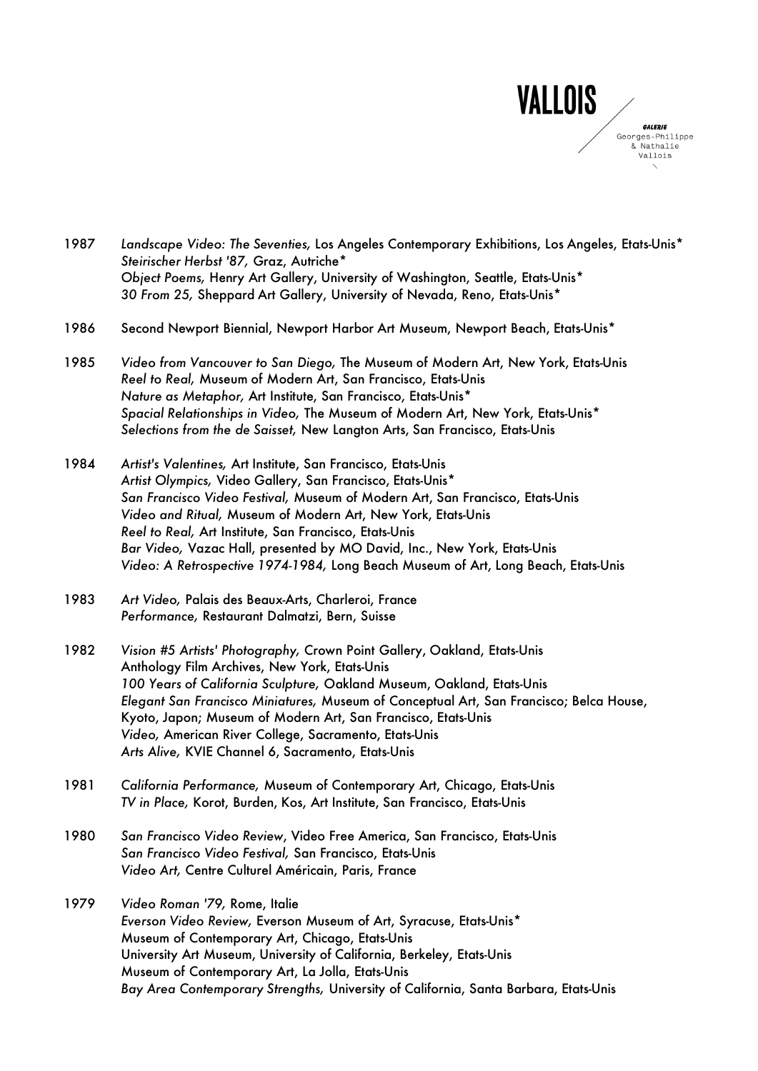1987 *Landscape Video: The Seventies,* Los Angeles Contemporary Exhibitions, Los Angeles, Etats-Unis*
*Steirischer Herbst '87,* Graz, Autriche*
*Object Poems,* Henry Art Gallery, University of Washington, Seattle, Etats-Unis*
*30 From 25,* Sheppard Art Gallery, University of Nevada, Reno, Etats-Unis*

1986 Second Newport Biennial, Newport Harbor Art Museum, Newport Beach, Etats-Unis*

1985 *Video from Vancouver to San Diego,* The Museum of Modern Art, New York, Etats-Unis
*Reel to Real,* Museum of Modern Art, San Francisco, Etats-Unis
*Nature as Metaphor,* Art Institute, San Francisco, Etats-Unis*
*Spacial Relationships in Video,* The Museum of Modern Art, New York, Etats-Unis*
*Selections from the de Saisset,* New Langton Arts, San Francisco, Etats-Unis

1984 *Artist's Valentines,* Art Institute, San Francisco, Etats-Unis
*Artist Olympics,* Video Gallery, San Francisco, Etats-Unis*
*San Francisco Video Festival,* Museum of Modern Art, San Francisco, Etats-Unis
*Video and Ritual,* Museum of Modern Art, New York, Etats-Unis
*Reel to Real,* Art Institute, San Francisco, Etats-Unis
*Bar Video,* Vazac Hall, presented by MO David, Inc., New York, Etats-Unis
*Video: A Retrospective 1974-1984,* Long Beach Museum of Art, Long Beach, Etats-Unis

1983 *Art Video,* Palais des Beaux-Arts, Charleroi, France
*Performance,* Restaurant Dalmatzi, Bern, Suisse

1982 *Vision #5 Artists' Photography,* Crown Point Gallery, Oakland, Etats-Unis
Anthology Film Archives, New York, Etats-Unis
*100 Years of California Sculpture,* Oakland Museum, Oakland, Etats-Unis
*Elegant San Francisco Miniatures,* Museum of Conceptual Art, San Francisco; Belca House, Kyoto, Japon; Museum of Modern Art, San Francisco, Etats-Unis
*Video,* American River College, Sacramento, Etats-Unis
*Arts Alive,* KVIE Channel 6, Sacramento, Etats-Unis

1981 *California Performance,* Museum of Contemporary Art, Chicago, Etats-Unis
*TV in Place,* Korot, Burden, Kos, Art Institute, San Francisco, Etats-Unis

1980 *San Francisco Video Review*, Video Free America, San Francisco, Etats-Unis
*San Francisco Video Festival,* San Francisco, Etats-Unis
*Video Art,* Centre Culturel Américain, Paris, France

1979 *Video Roman '79,* Rome, Italie
*Everson Video Review,* Everson Museum of Art, Syracuse, Etats-Unis*
Museum of Contemporary Art, Chicago, Etats-Unis
University Art Museum, University of California, Berkeley, Etats-Unis
Museum of Contemporary Art, La Jolla, Etats-Unis
*Bay Area Contemporary Strengths,* University of California, Santa Barbara, Etats-Unis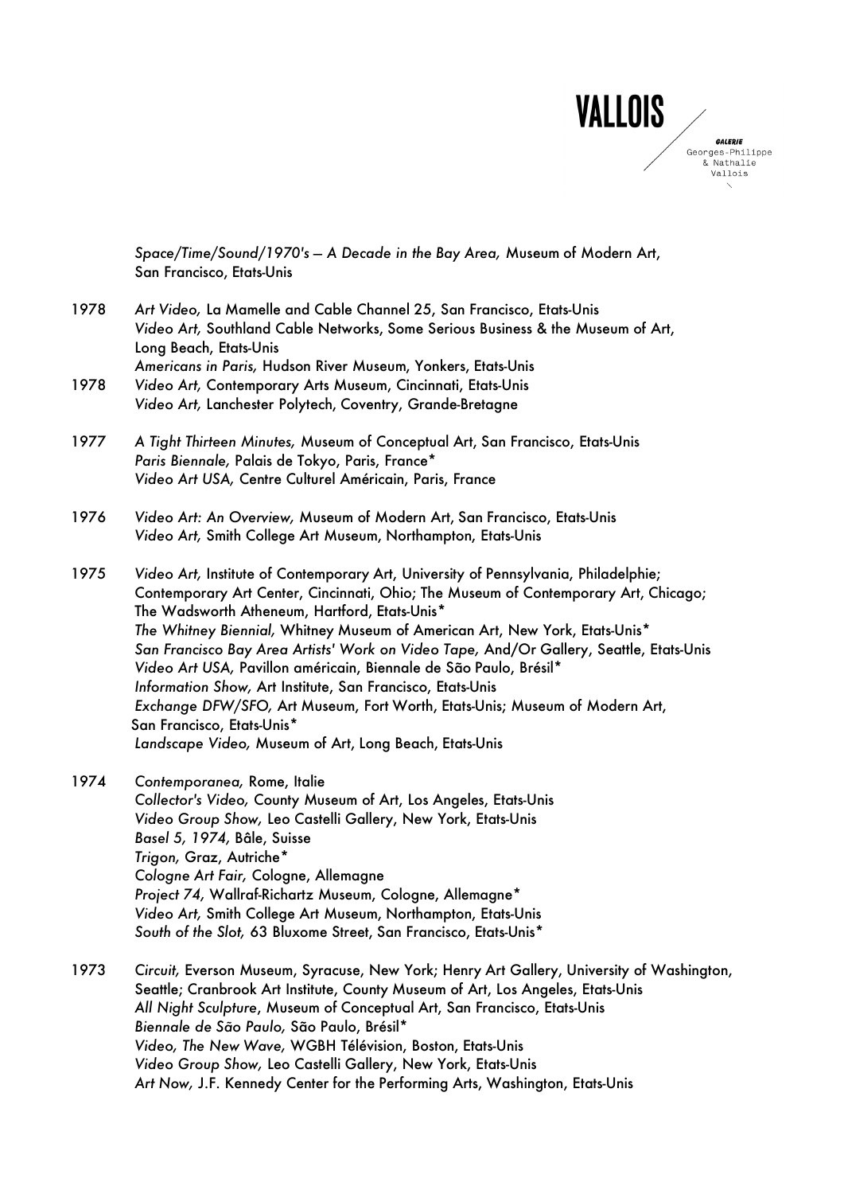*Space/Time/Sound/1970's – A Decade in the Bay Area,* Museum of Modern Art, San Francisco, Etats-Unis

1978 *Art Video,* La Mamelle and Cable Channel 25, San Francisco, Etats-Unis
*Video Art,* Southland Cable Networks, Some Serious Business & the Museum of Art, Long Beach, Etats-Unis
*Americans in Paris,* Hudson River Museum, Yonkers, Etats-Unis

1978 *Video Art,* Contemporary Arts Museum, Cincinnati, Etats-Unis
*Video Art,* Lanchester Polytech, Coventry, Grande-Bretagne

1977 *A Tight Thirteen Minutes,* Museum of Conceptual Art, San Francisco, Etats-Unis
*Paris Biennale,* Palais de Tokyo, Paris, France*
*Video Art USA,* Centre Culturel Américain, Paris, France

1976 *Video Art: An Overview,* Museum of Modern Art, San Francisco, Etats-Unis
*Video Art,* Smith College Art Museum, Northampton, Etats-Unis

1975 *Video Art,* Institute of Contemporary Art, University of Pennsylvania, Philadelphie; Contemporary Art Center, Cincinnati, Ohio; The Museum of Contemporary Art, Chicago; The Wadsworth Atheneum, Hartford, Etats-Unis*
*The Whitney Biennial,* Whitney Museum of American Art, New York, Etats-Unis*
*San Francisco Bay Area Artists' Work on Video Tape,* And/Or Gallery, Seattle, Etats-Unis
*Video Art USA,* Pavillon américain, Biennale de São Paulo, Brésil*
*Information Show,* Art Institute, San Francisco, Etats-Unis
*Exchange DFW/SFO,* Art Museum, Fort Worth, Etats-Unis; Museum of Modern Art, San Francisco, Etats-Unis*
*Landscape Video,* Museum of Art, Long Beach, Etats-Unis

1974 *Contemporanea,* Rome, Italie
*Collector's Video,* County Museum of Art, Los Angeles, Etats-Unis
*Video Group Show,* Leo Castelli Gallery, New York, Etats-Unis
*Basel 5, 1974,* Bâle, Suisse
*Trigon,* Graz, Autriche*
*Cologne Art Fair,* Cologne, Allemagne
*Project 74,* Wallraf-Richartz Museum, Cologne, Allemagne*
*Video Art,* Smith College Art Museum, Northampton, Etats-Unis
*South of the Slot,* 63 Bluxome Street, San Francisco, Etats-Unis*

1973 *Circuit,* Everson Museum, Syracuse, New York; Henry Art Gallery, University of Washington, Seattle; Cranbrook Art Institute, County Museum of Art, Los Angeles, Etats-Unis
*All Night Sculpture*, Museum of Conceptual Art, San Francisco, Etats-Unis
*Biennale de São Paulo,* São Paulo, Brésil*
*Video, The New Wave,* WGBH Télévision, Boston, Etats-Unis
*Video Group Show,* Leo Castelli Gallery, New York, Etats-Unis
*Art Now,* J.F. Kennedy Center for the Performing Arts, Washington, Etats-Unis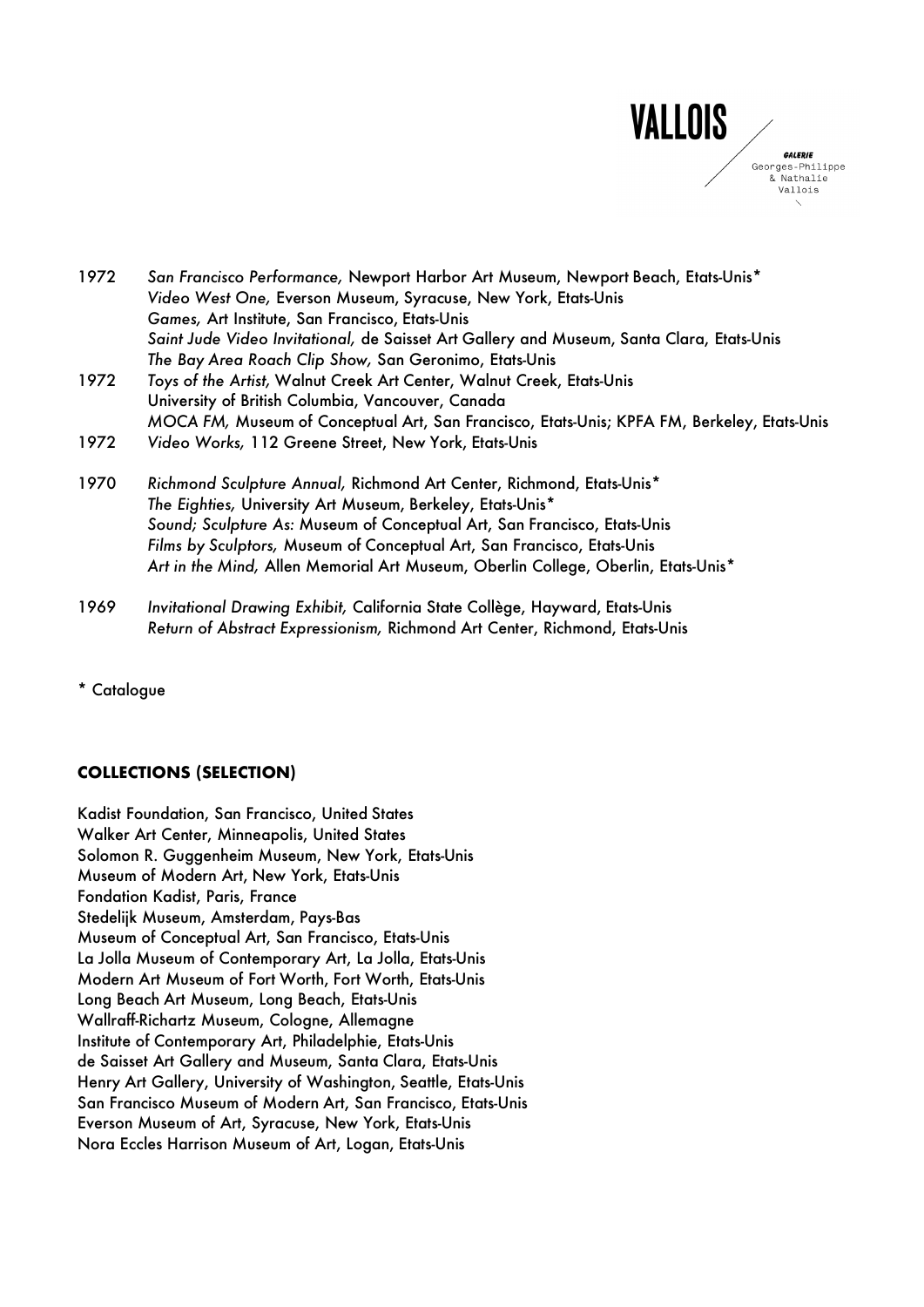1972 *San Francisco Performance,* Newport Harbor Art Museum, Newport Beach, Etats-Unis*
*Video West One,* Everson Museum, Syracuse, New York, Etats-Unis
*Games,* Art Institute, San Francisco, Etats-Unis
*Saint Jude Video Invitational,* de Saisset Art Gallery and Museum, Santa Clara, Etats-Unis
*The Bay Area Roach Clip Show,* San Geronimo, Etats-Unis

1972 *Toys of the Artist,* Walnut Creek Art Center, Walnut Creek, Etats-Unis
University of British Columbia, Vancouver, Canada
*MOCA FM,* Museum of Conceptual Art, San Francisco, Etats-Unis; KPFA FM, Berkeley, Etats-Unis

1972 *Video Works,* 112 Greene Street, New York, Etats-Unis

1970 *Richmond Sculpture Annual,* Richmond Art Center, Richmond, Etats-Unis*
*The Eighties,* University Art Museum, Berkeley, Etats-Unis*
*Sound; Sculpture As:* Museum of Conceptual Art, San Francisco, Etats-Unis
*Films by Sculptors,* Museum of Conceptual Art, San Francisco, Etats-Unis
*Art in the Mind,* Allen Memorial Art Museum, Oberlin College, Oberlin, Etats-Unis*

1969 *Invitational Drawing Exhibit,* California State Collège, Hayward, Etats-Unis
*Return of Abstract Expressionism,* Richmond Art Center, Richmond, Etats-Unis

* Catalogue

**COLLECTIONS (SELECTION)**

Kadist Foundation, San Francisco, United States
Walker Art Center, Minneapolis, United States
Solomon R. Guggenheim Museum, New York, Etats-Unis
Museum of Modern Art, New York, Etats-Unis
Fondation Kadist, Paris, France
Stedelijk Museum, Amsterdam, Pays-Bas
Museum of Conceptual Art, San Francisco, Etats-Unis
La Jolla Museum of Contemporary Art, La Jolla, Etats-Unis
Modern Art Museum of Fort Worth, Fort Worth, Etats-Unis
Long Beach Art Museum, Long Beach, Etats-Unis
Wallraff-Richartz Museum, Cologne, Allemagne
Institute of Contemporary Art, Philadelphie, Etats-Unis
de Saisset Art Gallery and Museum, Santa Clara, Etats-Unis
Henry Art Gallery, University of Washington, Seattle, Etats-Unis
San Francisco Museum of Modern Art, San Francisco, Etats-Unis
Everson Museum of Art, Syracuse, New York, Etats-Unis
Nora Eccles Harrison Museum of Art, Logan, Etats-Unis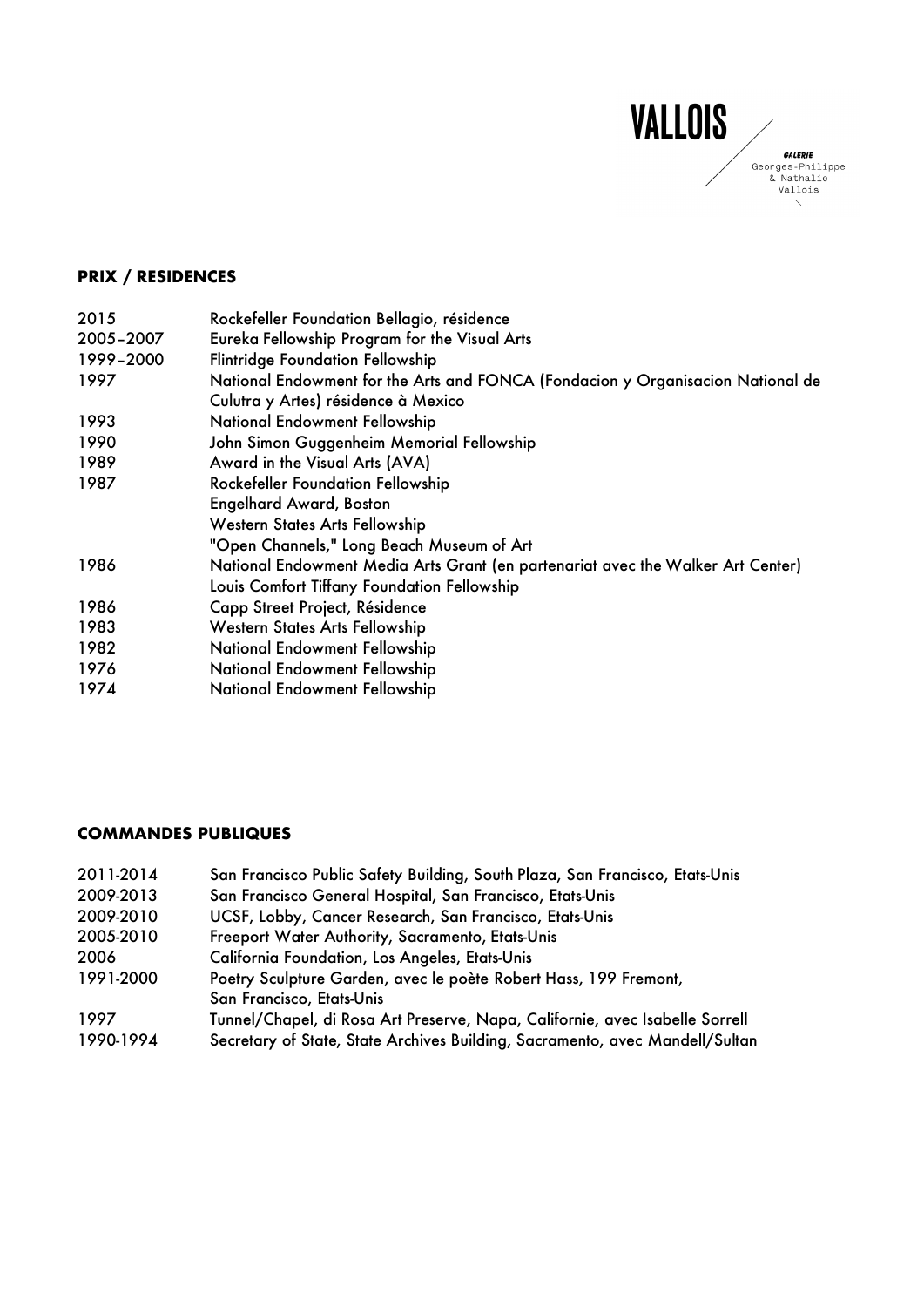## PRIX / RESIDENCES

| | |
|---|---|
| 2015 | Rockefeller Foundation Bellagio, résidence |
| 2005–2007 | Eureka Fellowship Program for the Visual Arts |
| 1999–2000 | Flintridge Foundation Fellowship |
| 1997 | National Endowment for the Arts and FONCA (Fondacion y Organisacion National de Culutra y Artes) résidence à Mexico |
| 1993 | National Endowment Fellowship |
| 1990 | John Simon Guggenheim Memorial Fellowship |
| 1989 | Award in the Visual Arts (AVA) |
| 1987 | Rockefeller Foundation Fellowship |
| | Engelhard Award, Boston |
| | Western States Arts Fellowship |
| | "Open Channels," Long Beach Museum of Art |
| 1986 | National Endowment Media Arts Grant (en partenariat avec the Walker Art Center) |
| | Louis Comfort Tiffany Foundation Fellowship |
| 1986 | Capp Street Project, Résidence |
| 1983 | Western States Arts Fellowship |
| 1982 | National Endowment Fellowship |
| 1976 | National Endowment Fellowship |
| 1974 | National Endowment Fellowship |

## COMMANDES PUBLIQUES

| | |
|---|---|
| 2011-2014 | San Francisco Public Safety Building, South Plaza, San Francisco, Etats-Unis |
| 2009-2013 | San Francisco General Hospital, San Francisco, Etats-Unis |
| 2009-2010 | UCSF, Lobby, Cancer Research, San Francisco, Etats-Unis |
| 2005-2010 | Freeport Water Authority, Sacramento, Etats-Unis |
| 2006 | California Foundation, Los Angeles, Etats-Unis |
| 1991-2000 | Poetry Sculpture Garden, avec le poète Robert Hass, 199 Fremont, San Francisco, Etats-Unis |
| 1997 | Tunnel/Chapel, di Rosa Art Preserve, Napa, Californie, avec Isabelle Sorrell |
| 1990-1994 | Secretary of State, State Archives Building, Sacramento, avec Mandell/Sultan |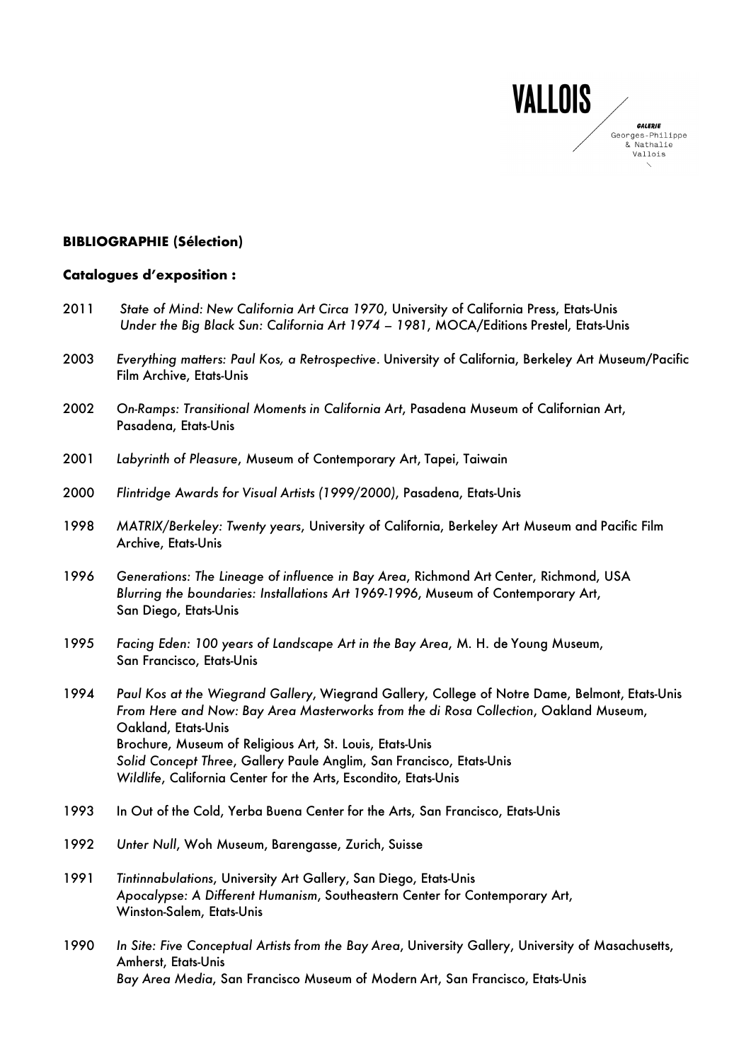## BIBLIOGRAPHIE (Sélection)

### Catalogues d'exposition :

2011 *State of Mind: New California Art Circa 1970*, University of California Press, Etats-Unis
*Under the Big Black Sun: California Art 1974 – 1981*, MOCA/Editions Prestel, Etats-Unis

2003 *Everything matters: Paul Kos, a Retrospective*. University of California, Berkeley Art Museum/Pacific Film Archive, Etats-Unis

2002 *On-Ramps: Transitional Moments in California Art*, Pasadena Museum of Californian Art, Pasadena, Etats-Unis

2001 *Labyrinth of Pleasure*, Museum of Contemporary Art, Tapei, Taiwain

2000 *Flintridge Awards for Visual Artists (1999/2000)*, Pasadena, Etats-Unis

1998 *MATRIX/Berkeley: Twenty years*, University of California, Berkeley Art Museum and Pacific Film Archive, Etats-Unis

1996 *Generations: The Lineage of influence in Bay Area*, Richmond Art Center, Richmond, USA
*Blurring the boundaries: Installations Art 1969-1996*, Museum of Contemporary Art, San Diego, Etats-Unis

1995 *Facing Eden: 100 years of Landscape Art in the Bay Area*, M. H. de Young Museum, San Francisco, Etats-Unis

1994 *Paul Kos at the Wiegrand Gallery*, Wiegrand Gallery, College of Notre Dame, Belmont, Etats-Unis
*From Here and Now: Bay Area Masterworks from the di Rosa Collection*, Oakland Museum, Oakland, Etats-Unis
Brochure, Museum of Religious Art, St. Louis, Etats-Unis
*Solid Concept Three*, Gallery Paule Anglim, San Francisco, Etats-Unis
*Wildlife*, California Center for the Arts, Escondito, Etats-Unis

1993 In Out of the Cold, Yerba Buena Center for the Arts, San Francisco, Etats-Unis

1992 *Unter Null*, Woh Museum, Barengasse, Zurich, Suisse

1991 *Tintinnabulations*, University Art Gallery, San Diego, Etats-Unis
*Apocalypse: A Different Humanism*, Southeastern Center for Contemporary Art, Winston-Salem, Etats-Unis

1990 *In Site: Five Conceptual Artists from the Bay Area*, University Gallery, University of Masachusetts, Amherst, Etats-Unis
*Bay Area Media*, San Francisco Museum of Modern Art, San Francisco, Etats-Unis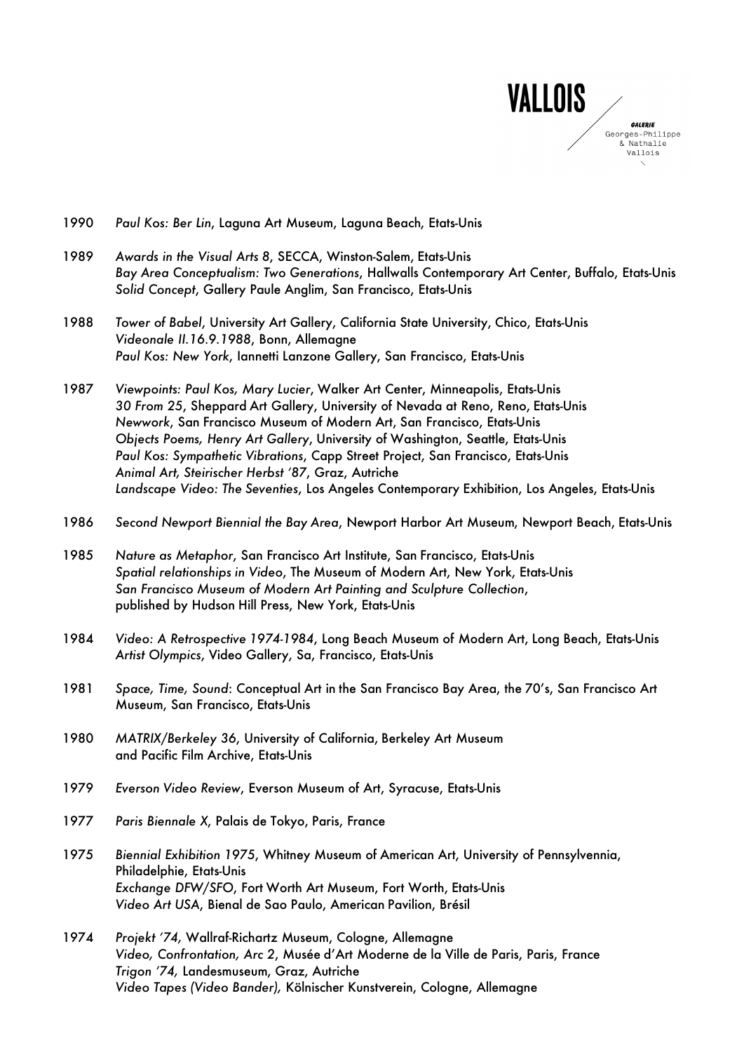1990 *Paul Kos: Ber Lin*, Laguna Art Museum, Laguna Beach, Etats-Unis

1989 *Awards in the Visual Arts 8*, SECCA, Winston-Salem, Etats-Unis
*Bay Area Conceptualism: Two Generations*, Hallwalls Contemporary Art Center, Buffalo, Etats-Unis
*Solid Concept*, Gallery Paule Anglim, San Francisco, Etats-Unis

1988 *Tower of Babel*, University Art Gallery, California State University, Chico, Etats-Unis
*Videonale II.16.9.1988*, Bonn, Allemagne
*Paul Kos: New York*, Iannetti Lanzone Gallery, San Francisco, Etats-Unis

1987 *Viewpoints: Paul Kos, Mary Lucier*, Walker Art Center, Minneapolis, Etats-Unis
*30 From 25*, Sheppard Art Gallery, University of Nevada at Reno, Reno, Etats-Unis
*Newwork*, San Francisco Museum of Modern Art, San Francisco, Etats-Unis
*Objects Poems, Henry Art Gallery*, University of Washington, Seattle, Etats-Unis
*Paul Kos: Sympathetic Vibrations*, Capp Street Project, San Francisco, Etats-Unis
*Animal Art, Steirischer Herbst '87*, Graz, Autriche
*Landscape Video: The Seventies*, Los Angeles Contemporary Exhibition, Los Angeles, Etats-Unis

1986 *Second Newport Biennial the Bay Area*, Newport Harbor Art Museum, Newport Beach, Etats-Unis

1985 *Nature as Metaphor*, San Francisco Art Institute, San Francisco, Etats-Unis
*Spatial relationships in Video*, The Museum of Modern Art, New York, Etats-Unis
*San Francisco Museum of Modern Art Painting and Sculpture Collection*, published by Hudson Hill Press, New York, Etats-Unis

1984 *Video: A Retrospective 1974-1984*, Long Beach Museum of Modern Art, Long Beach, Etats-Unis
*Artist Olympics*, Video Gallery, Sa, Francisco, Etats-Unis

1981 *Space, Time, Sound*: Conceptual Art in the San Francisco Bay Area, the 70's, San Francisco Art Museum, San Francisco, Etats-Unis

1980 *MATRIX/Berkeley 36*, University of California, Berkeley Art Museum and Pacific Film Archive, Etats-Unis

1979 *Everson Video Review*, Everson Museum of Art, Syracuse, Etats-Unis

1977 *Paris Biennale X*, Palais de Tokyo, Paris, France

1975 *Biennial Exhibition 1975*, Whitney Museum of American Art, University of Pennsylvennia, Philadelphie, Etats-Unis
*Exchange DFW/SFO*, Fort Worth Art Museum, Fort Worth, Etats-Unis
*Video Art USA*, Bienal de Sao Paulo, American Pavilion, Brésil

1974 *Projekt '74,* Wallraf-Richartz Museum, Cologne, Allemagne
*Video, Confrontation, Arc 2*, Musée d'Art Moderne de la Ville de Paris, Paris, France
*Trigon '74,* Landesmuseum, Graz, Autriche
*Video Tapes (Video Bander),* Kölnischer Kunstverein, Cologne, Allemagne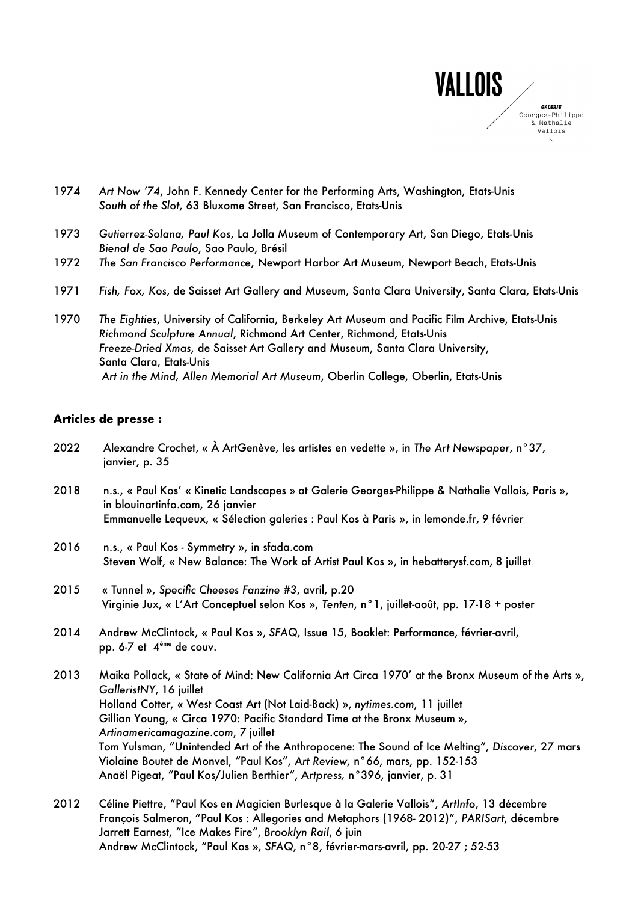1974 *Art Now '74*, John F. Kennedy Center for the Performing Arts, Washington, Etats-Unis
*South of the Slot*, 63 Bluxome Street, San Francisco, Etats-Unis

1973 *Gutierrez-Solana, Paul Kos*, La Jolla Museum of Contemporary Art, San Diego, Etats-Unis
*Bienal de Sao Paulo*, Sao Paulo, Brésil

1972 *The San Francisco Performance*, Newport Harbor Art Museum, Newport Beach, Etats-Unis

1971 *Fish, Fox, Kos*, de Saisset Art Gallery and Museum, Santa Clara University, Santa Clara, Etats-Unis

1970 *The Eighties*, University of California, Berkeley Art Museum and Pacific Film Archive, Etats-Unis
*Richmond Sculpture Annual*, Richmond Art Center, Richmond, Etats-Unis
*Freeze-Dried Xmas*, de Saisset Art Gallery and Museum, Santa Clara University, Santa Clara, Etats-Unis
*Art in the Mind, Allen Memorial Art Museum*, Oberlin College, Oberlin, Etats-Unis

**Articles de presse :**

2022 Alexandre Crochet, « À ArtGenève, les artistes en vedette », in *The Art Newspaper*, n°37, janvier, p. 35

2018 n.s., « Paul Kos' « Kinetic Landscapes » at Galerie Georges-Philippe & Nathalie Vallois, Paris », in blouinartinfo.com, 26 janvier
Emmanuelle Lequeux, « Sélection galeries : Paul Kos à Paris », in lemonde.fr, 9 février

2016 n.s., « Paul Kos - Symmetry », in sfada.com
Steven Wolf, « New Balance: The Work of Artist Paul Kos », in hebatterysf.com, 8 juillet

2015 « Tunnel », *Specific Cheeses Fanzine* #3, avril, p.20
Virginie Jux, « L'Art Conceptuel selon Kos », *Tenten*, n°1, juillet-août, pp. 17-18 + poster

2014 Andrew McClintock, « Paul Kos », *SFAQ*, Issue 15, Booklet: Performance, février-avril, pp. 6-7 et 4ème de couv.

2013 Maika Pollack, « State of Mind: New California Art Circa 1970' at the Bronx Museum of the Arts », *GalleristNY*, 16 juillet
Holland Cotter, « West Coast Art (Not Laid-Back) », *nytimes.com*, 11 juillet
Gillian Young, « Circa 1970: Pacific Standard Time at the Bronx Museum », *Artinamericamagazine.com*, 7 juillet
Tom Yulsman, "Unintended Art of the Anthropocene: The Sound of Ice Melting", *Discover*, 27 mars
Violaine Boutet de Monvel, "Paul Kos", *Art Review*, n°66, mars, pp. 152-153
Anaël Pigeat, "Paul Kos/Julien Berthier", *Artpress*, n°396, janvier, p. 31

2012 Céline Piettre, "Paul Kos en Magicien Burlesque à la Galerie Vallois", *ArtInfo*, 13 décembre
François Salmeron, "Paul Kos : Allegories and Metaphors (1968- 2012)", *PARISart*, décembre
Jarrett Earnest, "Ice Makes Fire", *Brooklyn Rail*, 6 juin
Andrew McClintock, "Paul Kos », *SFAQ*, n°8, février-mars-avril, pp. 20-27 ; 52-53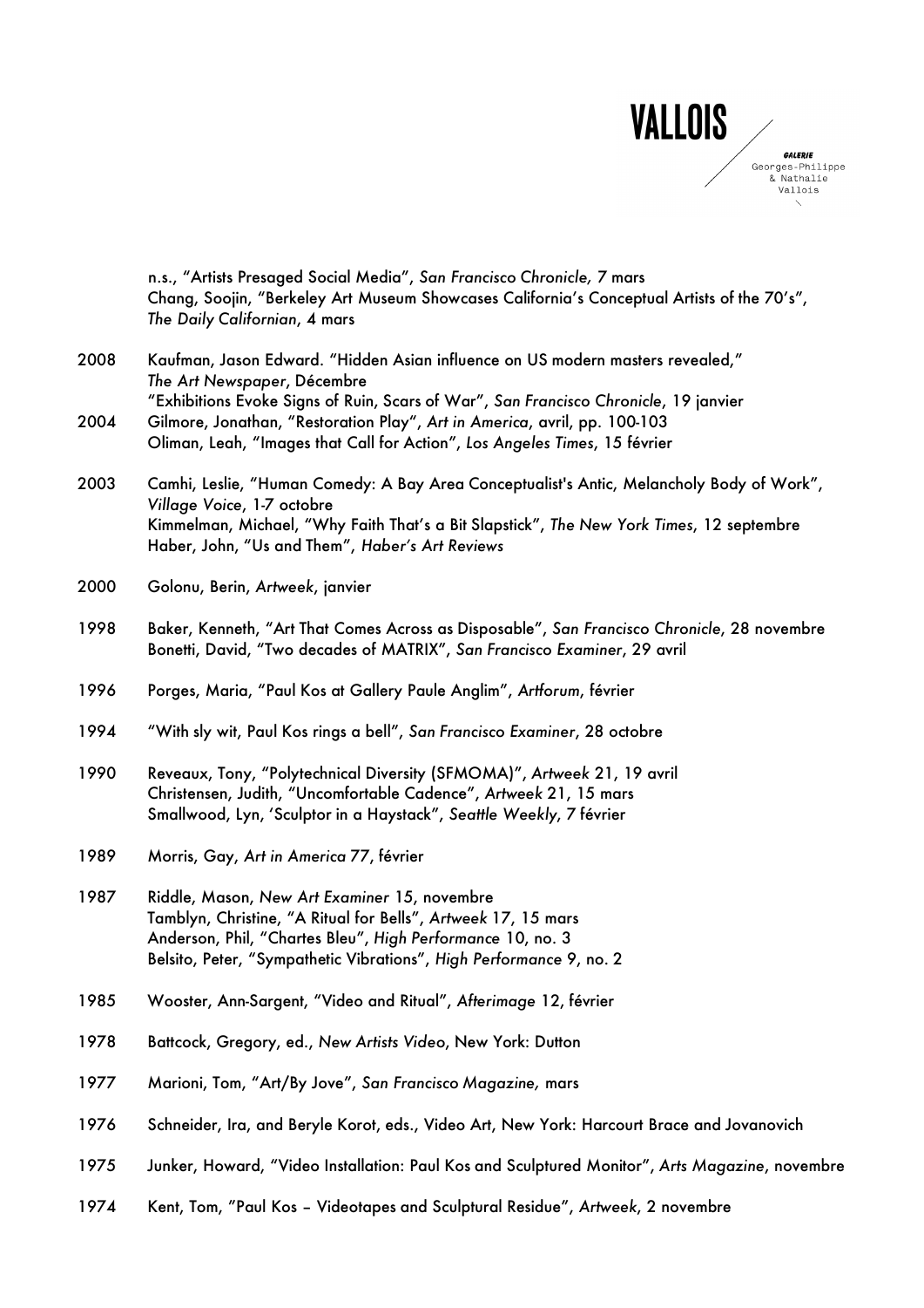n.s., "Artists Presaged Social Media", *San Francisco Chronicle,* 7 mars
Chang, Soojin, "Berkeley Art Museum Showcases California's Conceptual Artists of the 70's", *The Daily Californian*, 4 mars

2008 Kaufman, Jason Edward. "Hidden Asian influence on US modern masters revealed," *The Art Newspaper*, Décembre
"Exhibitions Evoke Signs of Ruin, Scars of War", *San Francisco Chronicle*, 19 janvier

2004 Gilmore, Jonathan, "Restoration Play", *Art in America*, avril, pp. 100-103
Oliman, Leah, "Images that Call for Action", *Los Angeles Times*, 15 février

2003 Camhi, Leslie, "Human Comedy: A Bay Area Conceptualist's Antic, Melancholy Body of Work", *Village Voice*, 1-7 octobre
Kimmelman, Michael, "Why Faith That's a Bit Slapstick", *The New York Times*, 12 septembre
Haber, John, "Us and Them", *Haber's Art Reviews*

2000 Golonu, Berin, *Artweek*, janvier

1998 Baker, Kenneth, "Art That Comes Across as Disposable", *San Francisco Chronicle*, 28 novembre
Bonetti, David, "Two decades of MATRIX", *San Francisco Examiner*, 29 avril

1996 Porges, Maria, "Paul Kos at Gallery Paule Anglim", *Artforum*, février

1994 "With sly wit, Paul Kos rings a bell", *San Francisco Examiner*, 28 octobre

1990 Reveaux, Tony, "Polytechnical Diversity (SFMOMA)", *Artweek* 21, 19 avril
Christensen, Judith, "Uncomfortable Cadence", *Artweek* 21, 15 mars
Smallwood, Lyn, 'Sculptor in a Haystack", *Seattle Weekly*, 7 février

1989 Morris, Gay, *Art in America* 77, février

1987 Riddle, Mason, *New Art Examiner* 15, novembre
Tamblyn, Christine, "A Ritual for Bells", *Artweek* 17, 15 mars
Anderson, Phil, "Chartes Bleu", *High Performance* 10, no. 3
Belsito, Peter, "Sympathetic Vibrations", *High Performance* 9, no. 2

1985 Wooster, Ann-Sargent, "Video and Ritual", *Afterimage* 12, février

1978 Battcock, Gregory, ed., *New Artists Video*, New York: Dutton

1977 Marioni, Tom, "Art/By Jove", *San Francisco Magazine,* mars

1976 Schneider, Ira, and Beryle Korot, eds., Video Art, New York: Harcourt Brace and Jovanovich

1975 Junker, Howard, "Video Installation: Paul Kos and Sculptured Monitor", *Arts Magazine*, novembre

1974 Kent, Tom, "Paul Kos – Videotapes and Sculptural Residue", *Artweek*, 2 novembre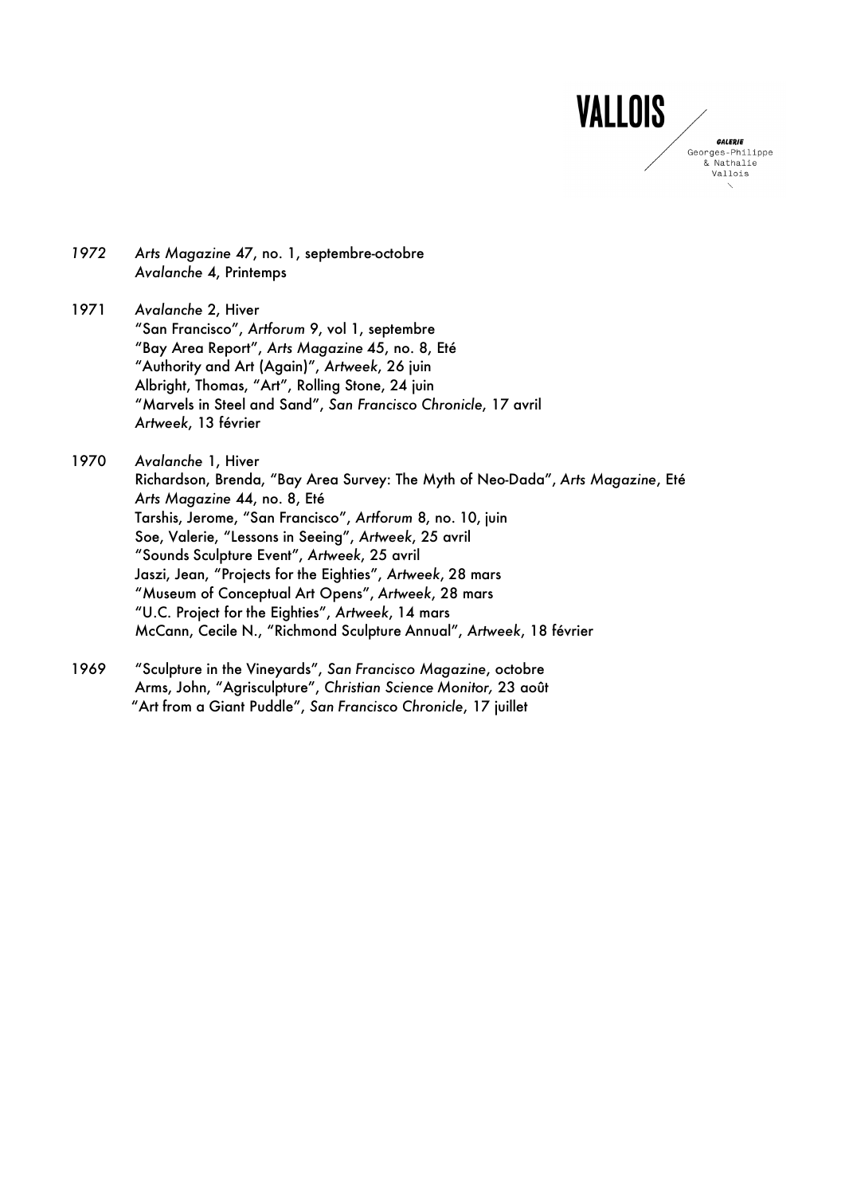*1972* *Arts Magazine 47*, no. 1, septembre-octobre
*Avalanche 4*, Printemps

1971 *Avalanche* 2, Hiver
"San Francisco", *Artforum* 9, vol 1, septembre
"Bay Area Report", *Arts Magazine* 45, no. 8, Eté
"Authority and Art (Again)", *Artweek*, 26 juin
Albright, Thomas, "Art", Rolling Stone, 24 juin
"Marvels in Steel and Sand", *San Francisco Chronicle*, 17 avril
*Artweek*, 13 février

1970 *Avalanche* 1, Hiver
Richardson, Brenda, "Bay Area Survey: The Myth of Neo-Dada", *Arts Magazine*, Eté
*Arts Magazine 44*, no. 8, Eté
Tarshis, Jerome, "San Francisco", *Artforum* 8, no. 10, juin
Soe, Valerie, "Lessons in Seeing", *Artweek*, 25 avril
"Sounds Sculpture Event", *Artweek*, 25 avril
Jaszi, Jean, "Projects for the Eighties", *Artweek*, 28 mars
"Museum of Conceptual Art Opens", *Artweek*, 28 mars
"U.C. Project for the Eighties", *Artweek*, 14 mars
McCann, Cecile N., "Richmond Sculpture Annual", *Artweek*, 18 février

1969 "Sculpture in the Vineyards", *San Francisco Magazine*, octobre
Arms, John, "Agrisculpture", *Christian Science Monitor,* 23 août
"Art from a Giant Puddle", *San Francisco Chronicle*, 17 juillet